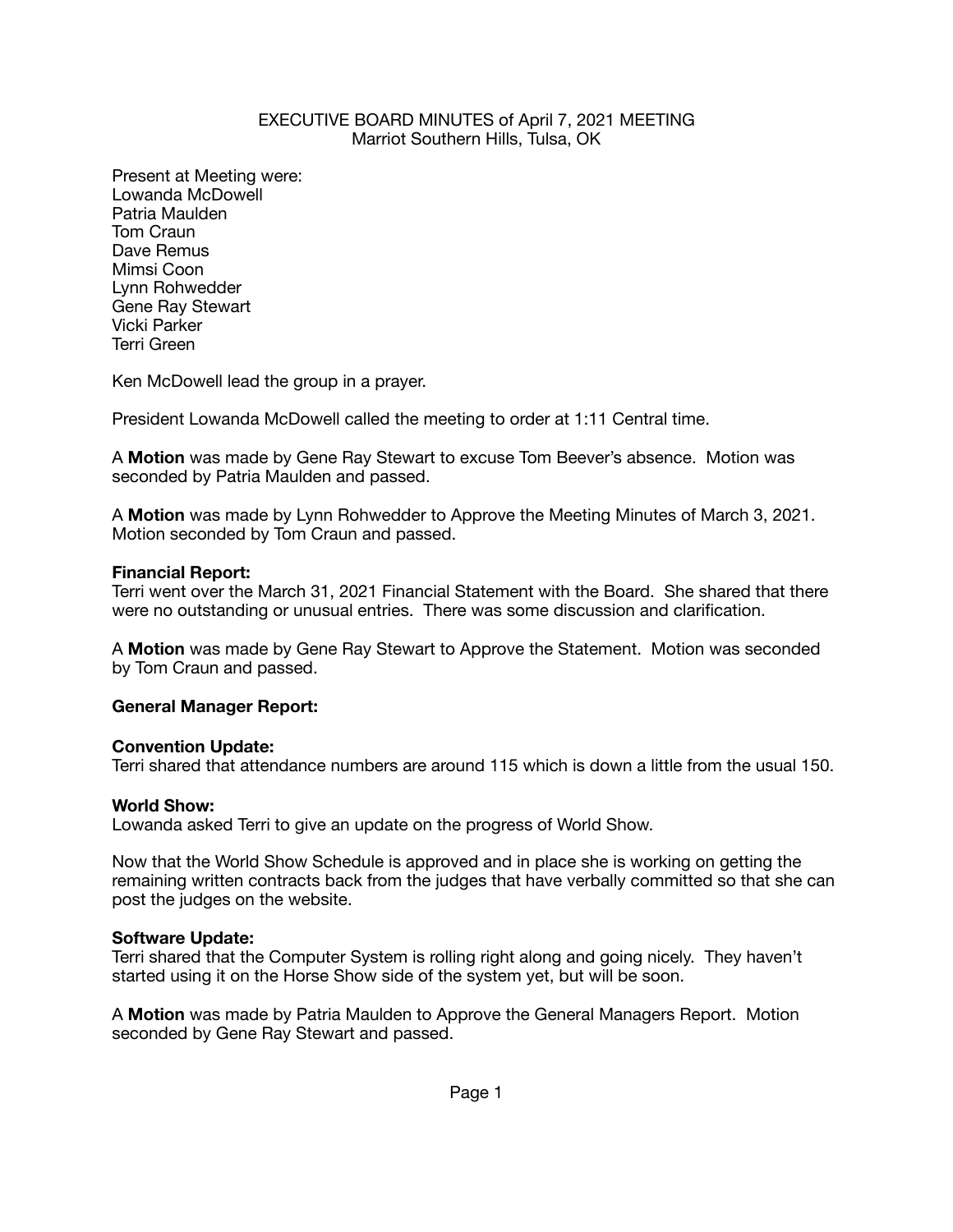EXECUTIVE BOARD MINUTES of April 7, 2021 MEETING
Marriot Southern Hills, Tulsa, OK

Present at Meeting were:
Lowanda McDowell
Patria Maulden
Tom Craun
Dave Remus
Mimsi Coon
Lynn Rohwedder
Gene Ray Stewart
Vicki Parker
Terri Green

Ken McDowell lead the group in a prayer.

President Lowanda McDowell called the meeting to order at 1:11 Central time.

A **Motion** was made by Gene Ray Stewart to excuse Tom Beever's absence. Motion was seconded by Patria Maulden and passed.

A **Motion** was made by Lynn Rohwedder to Approve the Meeting Minutes of March 3, 2021. Motion seconded by Tom Craun and passed.

**Financial Report:**
Terri went over the March 31, 2021 Financial Statement with the Board. She shared that there were no outstanding or unusual entries. There was some discussion and clarification.

A **Motion** was made by Gene Ray Stewart to Approve the Statement. Motion was seconded by Tom Craun and passed.

**General Manager Report:**

**Convention Update:**
Terri shared that attendance numbers are around 115 which is down a little from the usual 150.

**World Show:**
Lowanda asked Terri to give an update on the progress of World Show.

Now that the World Show Schedule is approved and in place she is working on getting the remaining written contracts back from the judges that have verbally committed so that she can post the judges on the website.

**Software Update:**
Terri shared that the Computer System is rolling right along and going nicely. They haven't started using it on the Horse Show side of the system yet, but will be soon.

A **Motion** was made by Patria Maulden to Approve the General Managers Report. Motion seconded by Gene Ray Stewart and passed.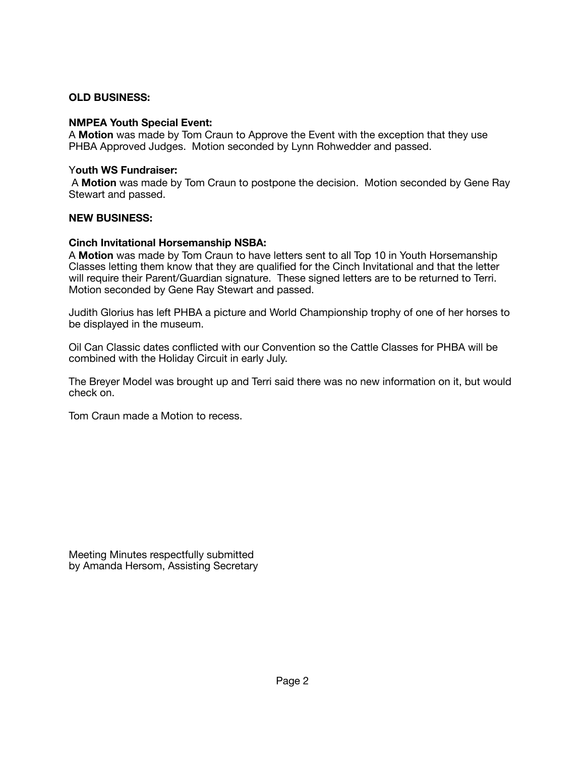**OLD BUSINESS:**

**NMPEA Youth Special Event:**
A **Motion** was made by Tom Craun to Approve the Event with the exception that they use PHBA Approved Judges. Motion seconded by Lynn Rohwedder and passed.

Y**outh WS Fundraiser:**
A **Motion** was made by Tom Craun to postpone the decision. Motion seconded by Gene Ray Stewart and passed.

**NEW BUSINESS:**

**Cinch Invitational Horsemanship NSBA:**
A **Motion** was made by Tom Craun to have letters sent to all Top 10 in Youth Horsemanship Classes letting them know that they are qualified for the Cinch Invitational and that the letter will require their Parent/Guardian signature. These signed letters are to be returned to Terri. Motion seconded by Gene Ray Stewart and passed.

Judith Glorius has left PHBA a picture and World Championship trophy of one of her horses to be displayed in the museum.

Oil Can Classic dates conflicted with our Convention so the Cattle Classes for PHBA will be combined with the Holiday Circuit in early July.

The Breyer Model was brought up and Terri said there was no new information on it, but would check on.

Tom Craun made a Motion to recess.

Meeting Minutes respectfully submitted
by Amanda Hersom, Assisting Secretary